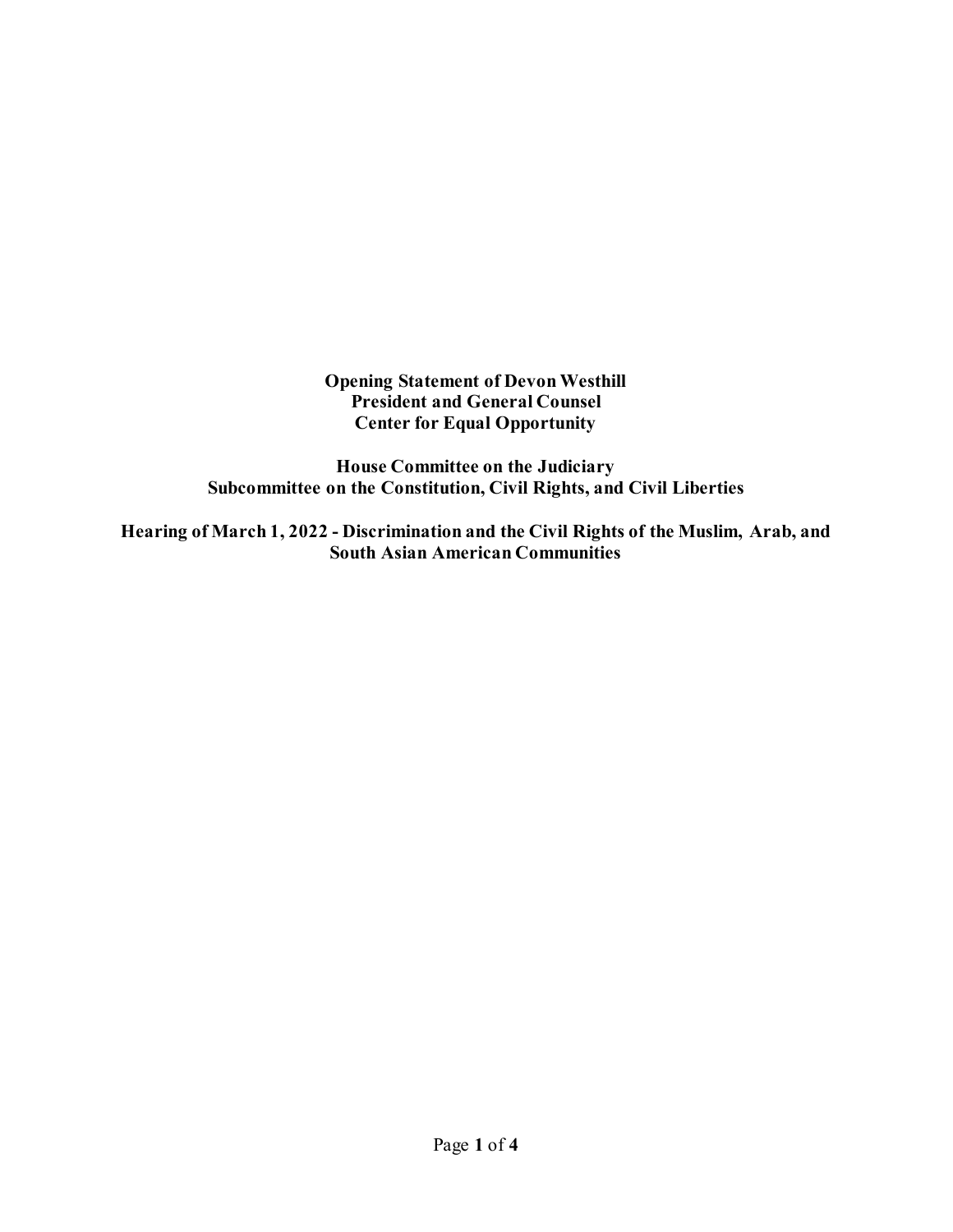**Opening Statement of Devon Westhill**
**President and General Counsel**
**Center for Equal Opportunity**

**House Committee on the Judiciary**
**Subcommittee on the Constitution, Civil Rights, and Civil Liberties**

**Hearing of March 1, 2022 - Discrimination and the Civil Rights of the Muslim, Arab, and South Asian American Communities**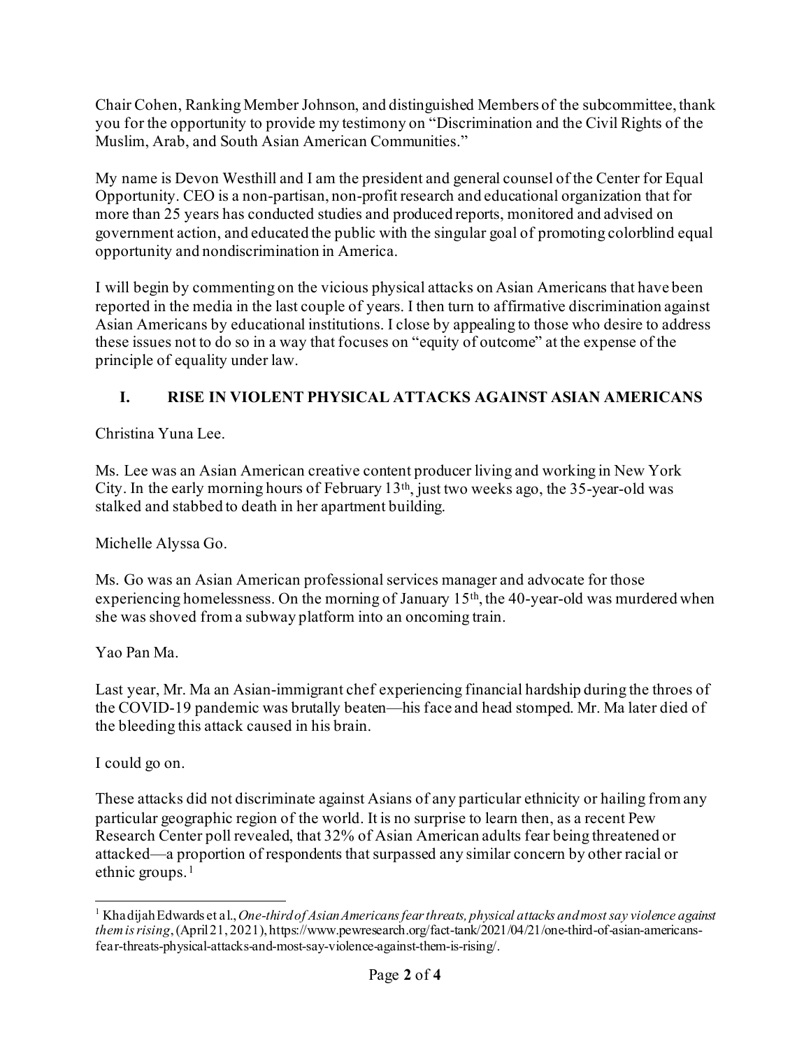Chair Cohen, Ranking Member Johnson, and distinguished Members of the subcommittee, thank you for the opportunity to provide my testimony on "Discrimination and the Civil Rights of the Muslim, Arab, and South Asian American Communities."

My name is Devon Westhill and I am the president and general counsel of the Center for Equal Opportunity. CEO is a non-partisan, non-profit research and educational organization that for more than 25 years has conducted studies and produced reports, monitored and advised on government action, and educated the public with the singular goal of promoting colorblind equal opportunity and nondiscrimination in America.

I will begin by commenting on the vicious physical attacks on Asian Americans that have been reported in the media in the last couple of years. I then turn to affirmative discrimination against Asian Americans by educational institutions. I close by appealing to those who desire to address these issues not to do so in a way that focuses on "equity of outcome" at the expense of the principle of equality under law.

## I. RISE IN VIOLENT PHYSICAL ATTACKS AGAINST ASIAN AMERICANS

Christina Yuna Lee.

Ms. Lee was an Asian American creative content producer living and working in New York City. In the early morning hours of February 13th, just two weeks ago, the 35-year-old was stalked and stabbed to death in her apartment building.

Michelle Alyssa Go.

Ms. Go was an Asian American professional services manager and advocate for those experiencing homelessness. On the morning of January 15th, the 40-year-old was murdered when she was shoved from a subway platform into an oncoming train.

Yao Pan Ma.

Last year, Mr. Ma an Asian-immigrant chef experiencing financial hardship during the throes of the COVID-19 pandemic was brutally beaten—his face and head stomped. Mr. Ma later died of the bleeding this attack caused in his brain.

I could go on.

These attacks did not discriminate against Asians of any particular ethnicity or hailing from any particular geographic region of the world. It is no surprise to learn then, as a recent Pew Research Center poll revealed, that 32% of Asian American adults fear being threatened or attacked—a proportion of respondents that surpassed any similar concern by other racial or ethnic groups.[1]

---

[1] Khadijah Edwards et al., *One-third of Asian Americans fear threats, physical attacks and most say violence against them is rising*, (April 21, 2021), https://www.pewresearch.org/fact-tank/2021/04/21/one-third-of-asian-americans-fear-threats-physical-attacks-and-most-say-violence-against-them-is-rising/.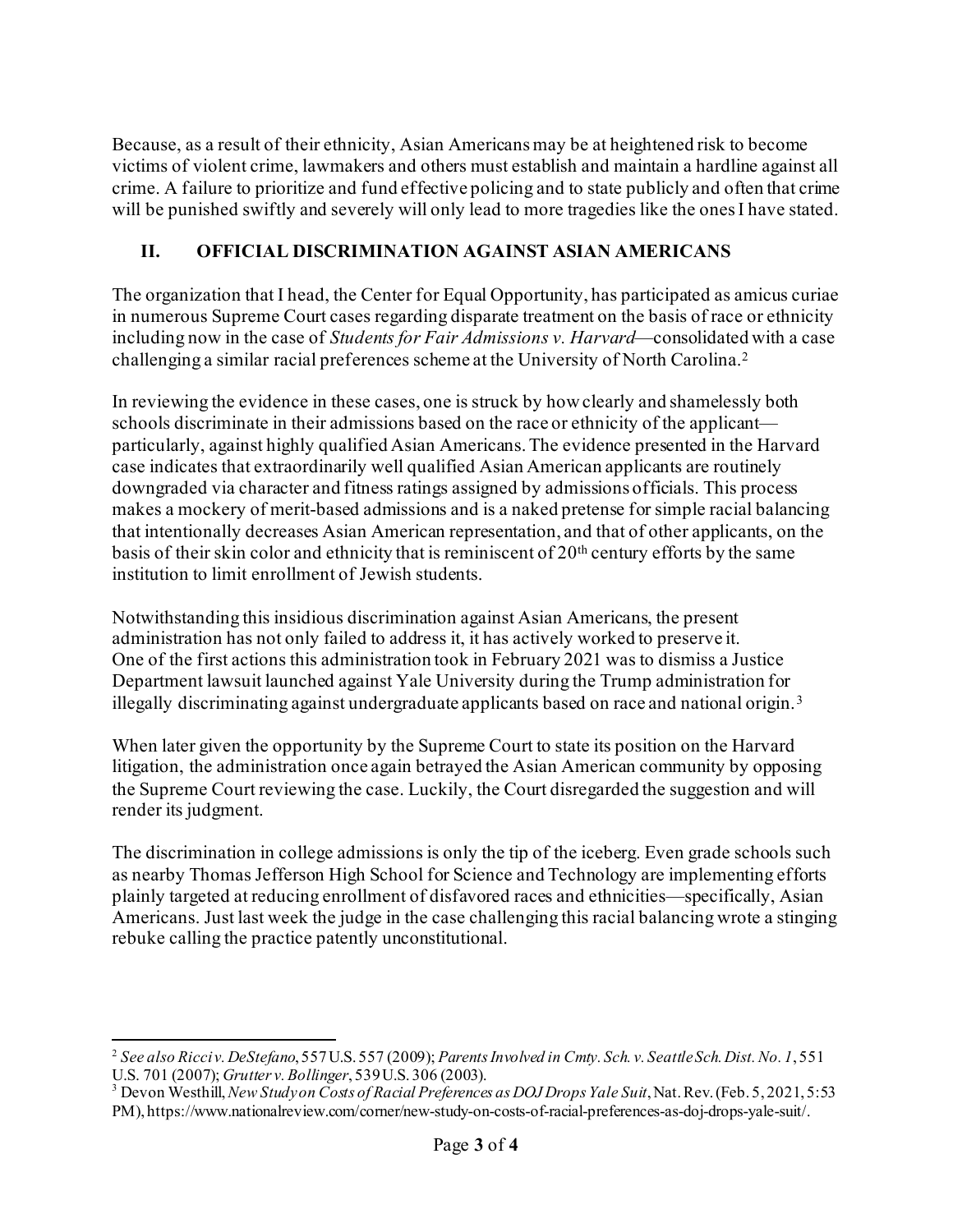Because, as a result of their ethnicity, Asian Americans may be at heightened risk to become victims of violent crime, lawmakers and others must establish and maintain a hardline against all crime. A failure to prioritize and fund effective policing and to state publicly and often that crime will be punished swiftly and severely will only lead to more tragedies like the ones I have stated.

## II. OFFICIAL DISCRIMINATION AGAINST ASIAN AMERICANS

The organization that I head, the Center for Equal Opportunity, has participated as amicus curiae in numerous Supreme Court cases regarding disparate treatment on the basis of race or ethnicity including now in the case of *Students for Fair Admissions v. Harvard*—consolidated with a case challenging a similar racial preferences scheme at the University of North Carolina.[2]

In reviewing the evidence in these cases, one is struck by how clearly and shamelessly both schools discriminate in their admissions based on the race or ethnicity of the applicant—particularly, against highly qualified Asian Americans. The evidence presented in the Harvard case indicates that extraordinarily well qualified Asian American applicants are routinely downgraded via character and fitness ratings assigned by admissions officials. This process makes a mockery of merit-based admissions and is a naked pretense for simple racial balancing that intentionally decreases Asian American representation, and that of other applicants, on the basis of their skin color and ethnicity that is reminiscent of 20th century efforts by the same institution to limit enrollment of Jewish students.

Notwithstanding this insidious discrimination against Asian Americans, the present administration has not only failed to address it, it has actively worked to preserve it. One of the first actions this administration took in February 2021 was to dismiss a Justice Department lawsuit launched against Yale University during the Trump administration for illegally discriminating against undergraduate applicants based on race and national origin.[3]

When later given the opportunity by the Supreme Court to state its position on the Harvard litigation, the administration once again betrayed the Asian American community by opposing the Supreme Court reviewing the case. Luckily, the Court disregarded the suggestion and will render its judgment.

The discrimination in college admissions is only the tip of the iceberg. Even grade schools such as nearby Thomas Jefferson High School for Science and Technology are implementing efforts plainly targeted at reducing enrollment of disfavored races and ethnicities—specifically, Asian Americans. Just last week the judge in the case challenging this racial balancing wrote a stinging rebuke calling the practice patently unconstitutional.

---

[2] *See also Ricci v. DeStefano*, 557 U.S. 557 (2009); *Parents Involved in Cmty. Sch. v. Seattle Sch. Dist. No. 1*, 551 U.S. 701 (2007); *Grutter v. Bollinger*, 539 U.S. 306 (2003).

[3] Devon Westhill, *New Study on Costs of Racial Preferences as DOJ Drops Yale Suit*, Nat. Rev. (Feb. 5, 2021, 5:53 PM), https://www.nationalreview.com/corner/new-study-on-costs-of-racial-preferences-as-doj-drops-yale-suit/.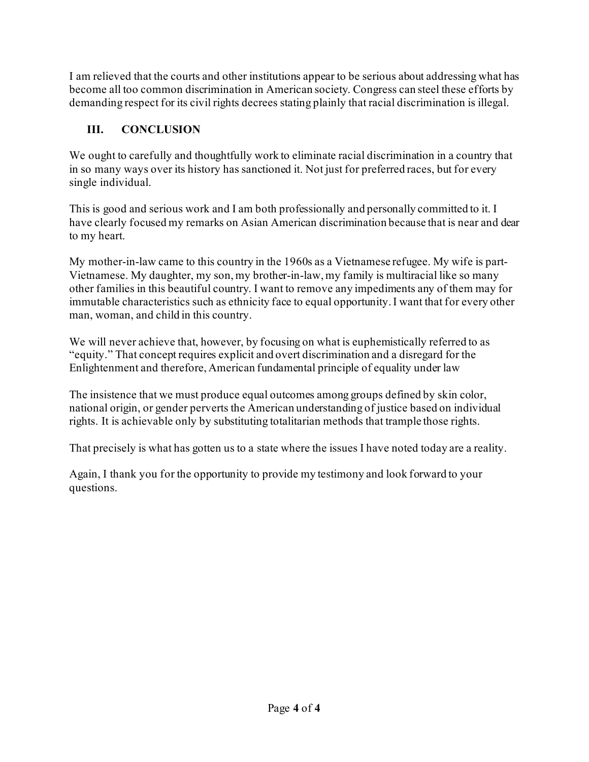I am relieved that the courts and other institutions appear to be serious about addressing what has become all too common discrimination in American society. Congress can steel these efforts by demanding respect for its civil rights decrees stating plainly that racial discrimination is illegal.

## III. CONCLUSION

We ought to carefully and thoughtfully work to eliminate racial discrimination in a country that in so many ways over its history has sanctioned it. Not just for preferred races, but for every single individual.

This is good and serious work and I am both professionally and personally committed to it. I have clearly focused my remarks on Asian American discrimination because that is near and dear to my heart.

My mother-in-law came to this country in the 1960s as a Vietnamese refugee. My wife is part-Vietnamese. My daughter, my son, my brother-in-law, my family is multiracial like so many other families in this beautiful country. I want to remove any impediments any of them may for immutable characteristics such as ethnicity face to equal opportunity. I want that for every other man, woman, and child in this country.

We will never achieve that, however, by focusing on what is euphemistically referred to as "equity." That concept requires explicit and overt discrimination and a disregard for the Enlightenment and therefore, American fundamental principle of equality under law

The insistence that we must produce equal outcomes among groups defined by skin color, national origin, or gender perverts the American understanding of justice based on individual rights. It is achievable only by substituting totalitarian methods that trample those rights.

That precisely is what has gotten us to a state where the issues I have noted today are a reality.

Again, I thank you for the opportunity to provide my testimony and look forward to your questions.